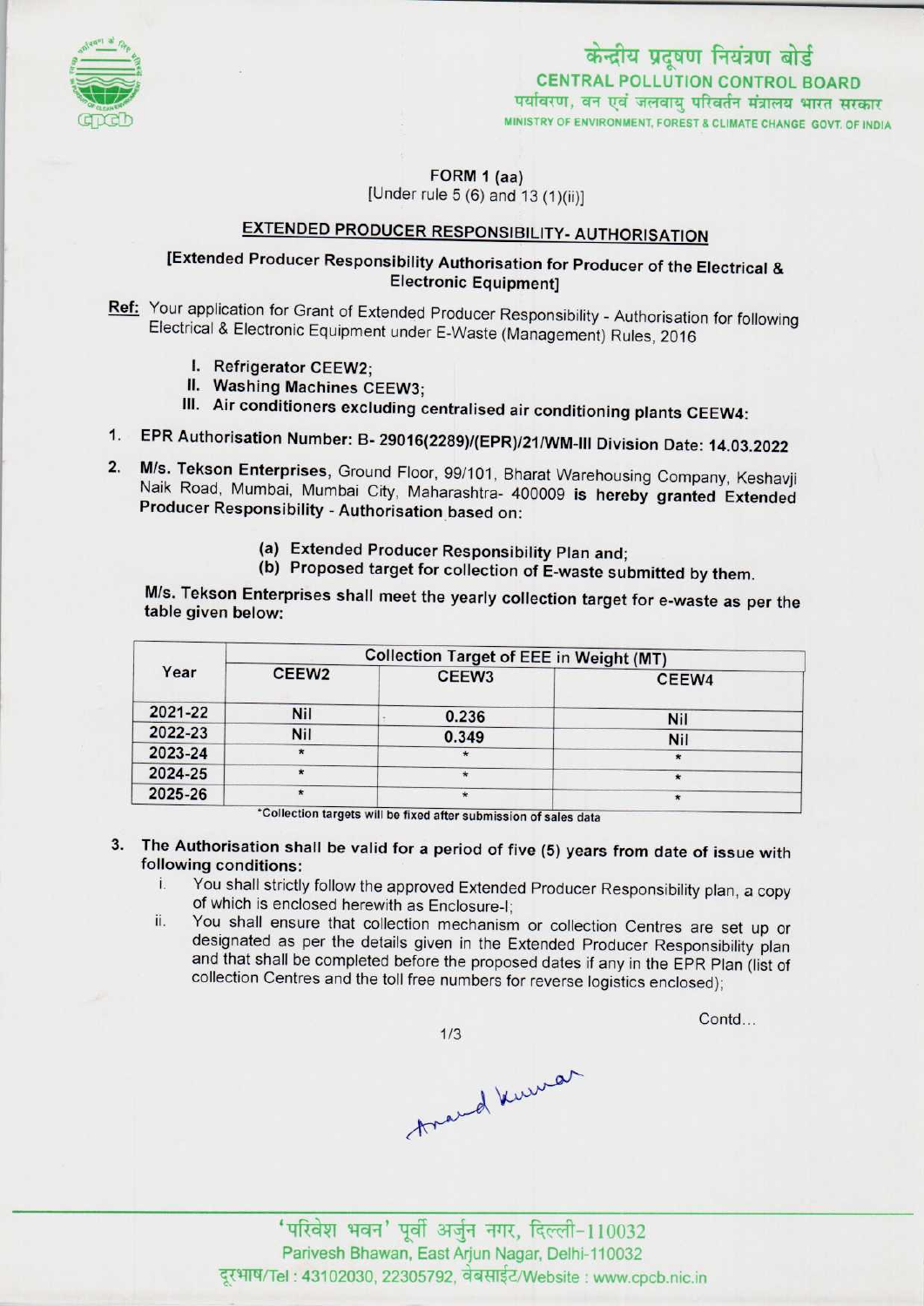केन्द्रीय प्रदूषण नियंत्रण बोर्ड
CENTRAL POLLUTION CONTROL BOARD
पर्यावरण, वन एवं जलवायु परिवर्तन मंत्रालय भारत सरकार
MINISTRY OF ENVIRONMENT, FOREST & CLIMATE CHANGE GOVT. OF INDIA

FORM 1 (aa)
[Under rule 5 (6) and 13 (1)(ii)]

## EXTENDED PRODUCER RESPONSIBILITY- AUTHORISATION

[Extended Producer Responsibility Authorisation for Producer of the Electrical & Electronic Equipment]

**Ref:** Your application for Grant of Extended Producer Responsibility - Authorisation for following Electrical & Electronic Equipment under E-Waste (Management) Rules, 2016

I. Refrigerator CEEW2;
II. Washing Machines CEEW3;
III. Air conditioners excluding centralised air conditioning plants CEEW4:

1. **EPR Authorisation Number: B- 29016(2289)/(EPR)/21/WM-III Division Date: 14.03.2022**

2. **M/s. Tekson Enterprises**, Ground Floor, 99/101, Bharat Warehousing Company, Keshavji Naik Road, Mumbai, Mumbai City, Maharashtra- 400009 **is hereby granted Extended Producer Responsibility - Authorisation** based on:

   (a) Extended Producer Responsibility Plan and;
   (b) Proposed target for collection of E-waste submitted by them.

   M/s. Tekson Enterprises shall meet the yearly collection target for e-waste as per the table given below:

| Year | Collection Target of EEE in Weight (MT) | | |
|---|---|---|---|
| | CEEW2 | CEEW3 | CEEW4 |
| 2021-22 | Nil | 0.236 | Nil |
| 2022-23 | Nil | 0.349 | Nil |
| 2023-24 | * | * | * |
| 2024-25 | * | * | * |
| 2025-26 | * | * | * |

*Collection targets will be fixed after submission of sales data

3. The Authorisation shall be valid for a period of five (5) years from date of issue with following conditions:
   i. You shall strictly follow the approved Extended Producer Responsibility plan, a copy of which is enclosed herewith as Enclosure-I;
   ii. You shall ensure that collection mechanism or collection Centres are set up or designated as per the details given in the Extended Producer Responsibility plan and that shall be completed before the proposed dates if any in the EPR Plan (list of collection Centres and the toll free numbers for reverse logistics enclosed);

Contd...

'परिवेश भवन' पूर्वी अर्जुन नगर, दिल्ली-110032
Parivesh Bhawan, East Arjun Nagar, Delhi-110032
दूरभाष/Tel : 43102030, 22305792, वेबसाईट/Website : www.cpcb.nic.in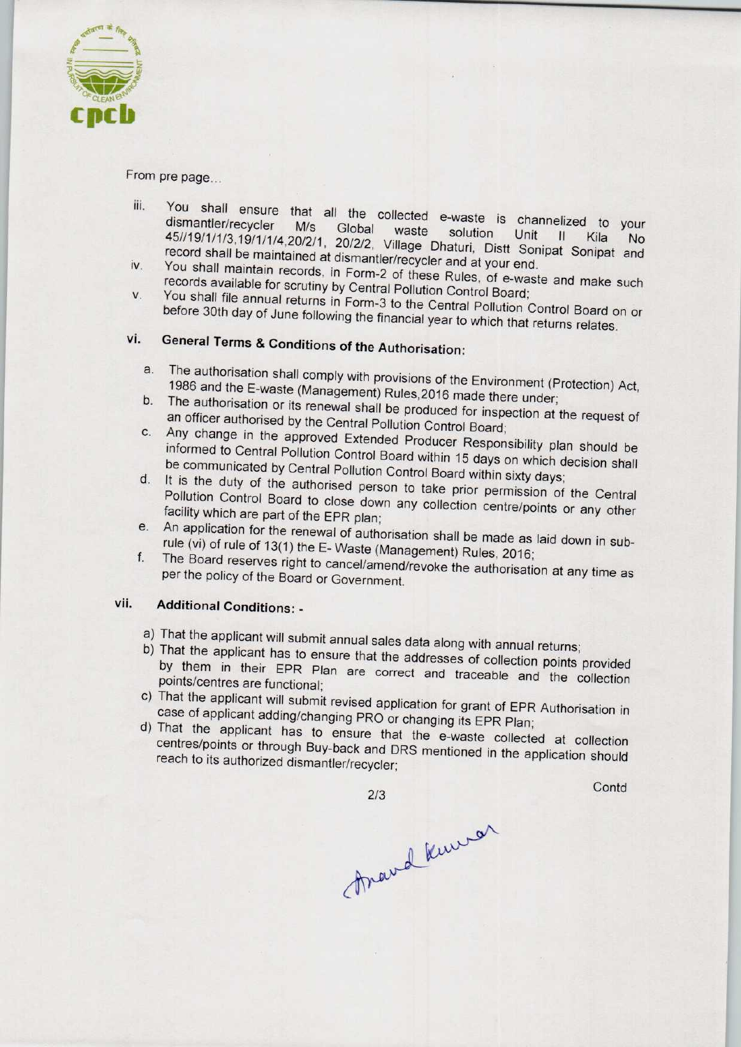From pre page...

iii. You shall ensure that all the collected e-waste is channelized to your dismantler/recycler M/s Global waste solution Unit II Kila No 45//19/1/1/3,19/1/1/4,20/2/1, 20/2/2, Village Dhaturi, Distt Sonipat Sonipat and record shall be maintained at dismantler/recycler and at your end.

iv. You shall maintain records, in Form-2 of these Rules, of e-waste and make such records available for scrutiny by Central Pollution Control Board;

v. You shall file annual returns in Form-3 to the Central Pollution Control Board on or before 30th day of June following the financial year to which that returns relates.

## vi. General Terms & Conditions of the Authorisation:

a. The authorisation shall comply with provisions of the Environment (Protection) Act, 1986 and the E-waste (Management) Rules,2016 made there under;

b. The authorisation or its renewal shall be produced for inspection at the request of an officer authorised by the Central Pollution Control Board;

c. Any change in the approved Extended Producer Responsibility plan should be informed to Central Pollution Control Board within 15 days on which decision shall be communicated by Central Pollution Control Board within sixty days;

d. It is the duty of the authorised person to take prior permission of the Central Pollution Control Board to close down any collection centre/points or any other facility which are part of the EPR plan;

e. An application for the renewal of authorisation shall be made as laid down in sub-rule (vi) of rule of 13(1) the E- Waste (Management) Rules, 2016;

f. The Board reserves right to cancel/amend/revoke the authorisation at any time as per the policy of the Board or Government.

## vii. Additional Conditions: -

a) That the applicant will submit annual sales data along with annual returns;

b) That the applicant has to ensure that the addresses of collection points provided by them in their EPR Plan are correct and traceable and the collection points/centres are functional;

c) That the applicant will submit revised application for grant of EPR Authorisation in case of applicant adding/changing PRO or changing its EPR Plan;

d) That the applicant has to ensure that the e-waste collected at collection centres/points or through Buy-back and DRS mentioned in the application should reach to its authorized dismantler/recycler;

Contd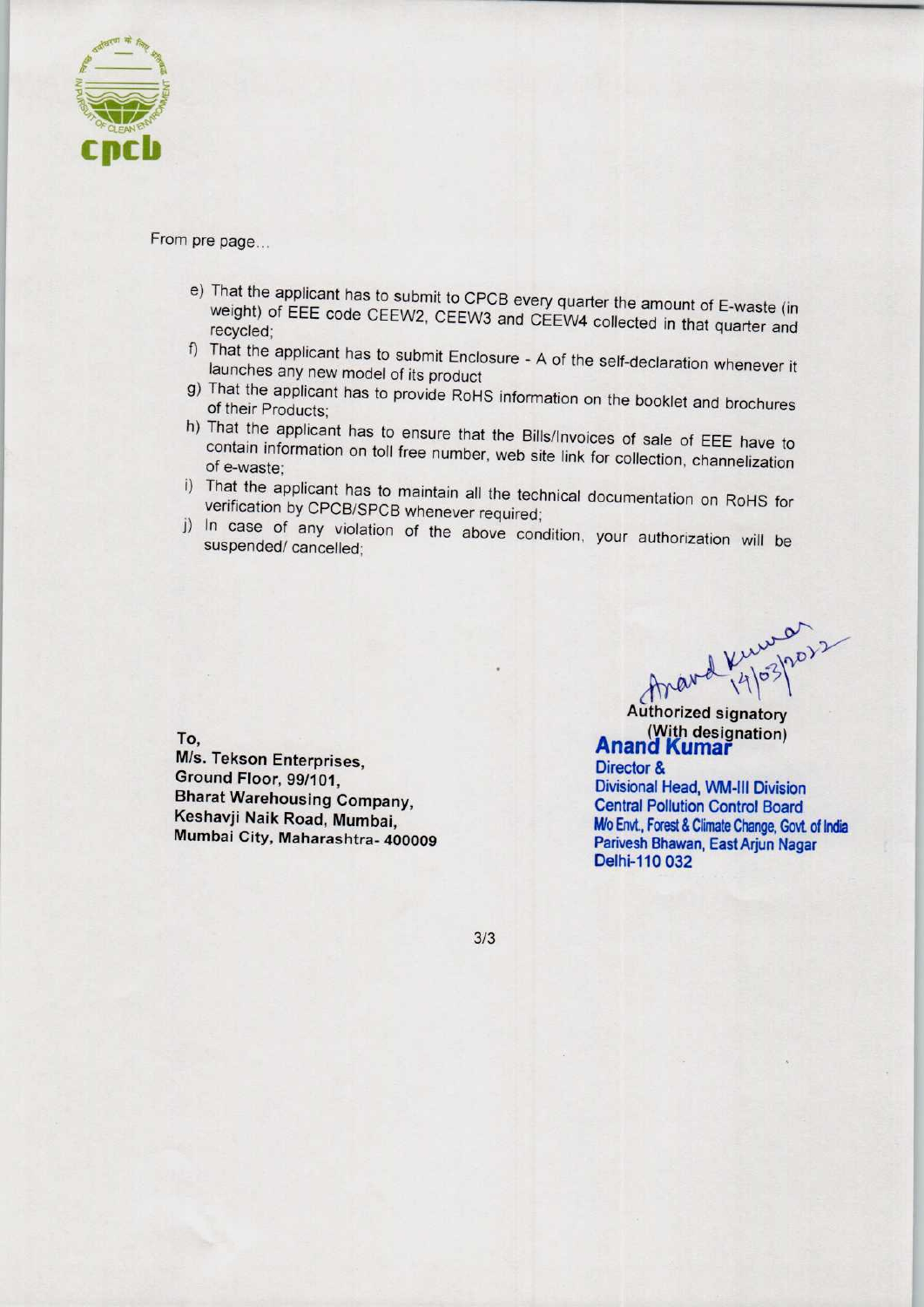From pre page...

e) That the applicant has to submit to CPCB every quarter the amount of E-waste (in weight) of EEE code CEEW2, CEEW3 and CEEW4 collected in that quarter and recycled;

f) That the applicant has to submit Enclosure - A of the self-declaration whenever it launches any new model of its product

g) That the applicant has to provide RoHS information on the booklet and brochures of their Products;

h) That the applicant has to ensure that the Bills/Invoices of sale of EEE have to contain information on toll free number, web site link for collection, channelization of e-waste;

i) That the applicant has to maintain all the technical documentation on RoHS for verification by CPCB/SPCB whenever required;

j) In case of any violation of the above condition, your authorization will be suspended/ cancelled;

Anand Kumar 14/03/2022

Authorized signatory
(With designation)
**Anand Kumar**
Director &
Divisional Head, WM-III Division
Central Pollution Control Board
M/o Envt., Forest & Climate Change, Govt. of India
Parivesh Bhawan, East Arjun Nagar
Delhi-110 032

To,
**M/s. Tekson Enterprises,**
**Ground Floor, 99/101,**
**Bharat Warehousing Company,**
**Keshavji Naik Road, Mumbai,**
**Mumbai City, Maharashtra- 400009**